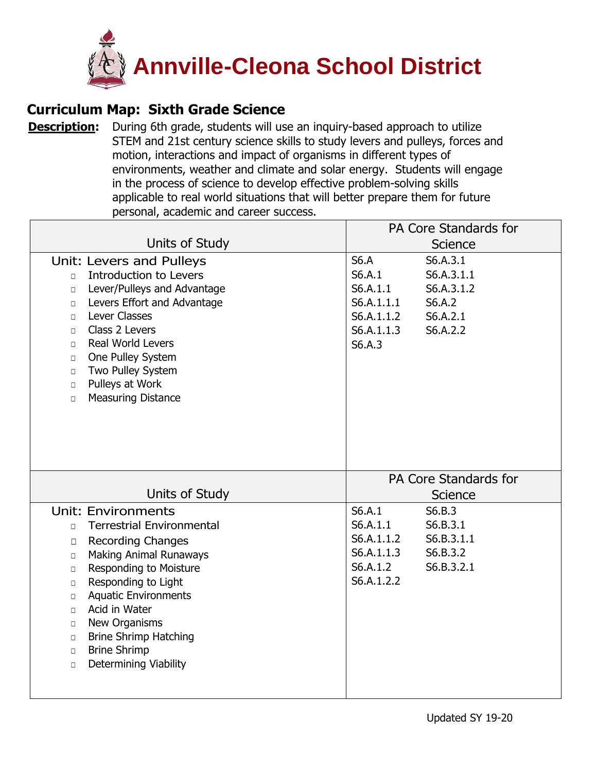# Annville-Cleona School District

## Curriculum Map: Sixth Grade Science

**Description:** During 6th grade, students will use an inquiry-based approach to utilize STEM and 21st century science skills to study levers and pulleys, forces and motion, interactions and impact of organisms in different types of environments, weather and climate and solar energy. Students will engage in the process of science to develop effective problem-solving skills applicable to real world situations that will better prepare them for future personal, academic and career success.

| Units of Study | PA Core Standards for Science |
|---|---|
| Unit: Levers and Pulleys<br>▫ Introduction to Levers<br>▫ Lever/Pulleys and Advantage<br>▫ Levers Effort and Advantage<br>▫ Lever Classes<br>▫ Class 2 Levers<br>▫ Real World Levers<br>▫ One Pulley System<br>▫ Two Pulley System<br>▫ Pulleys at Work<br>▫ Measuring Distance | S6.A<br>S6.A.1<br>S6.A.1.1<br>S6.A.1.1.1<br>S6.A.1.1.2<br>S6.A.1.1.3<br>S6.A.3<br>S6.A.3.1<br>S6.A.3.1.1<br>S6.A.3.1.2<br>S6.A.2<br>S6.A.2.1<br>S6.A.2.2 |

| Units of Study | PA Core Standards for Science |
|---|---|
| Unit: Environments<br>▫ Terrestrial Environmental<br>▫ Recording Changes<br>▫ Making Animal Runaways<br>▫ Responding to Moisture<br>▫ Responding to Light<br>▫ Aquatic Environments<br>▫ Acid in Water<br>▫ New Organisms<br>▫ Brine Shrimp Hatching<br>▫ Brine Shrimp<br>▫ Determining Viability | S6.A.1<br>S6.A.1.1<br>S6.A.1.1.2<br>S6.A.1.1.3<br>S6.A.1.2<br>S6.A.1.2.2<br>S6.B.3<br>S6.B.3.1<br>S6.B.3.1.1<br>S6.B.3.2<br>S6.B.3.2.1 |

Updated SY 19-20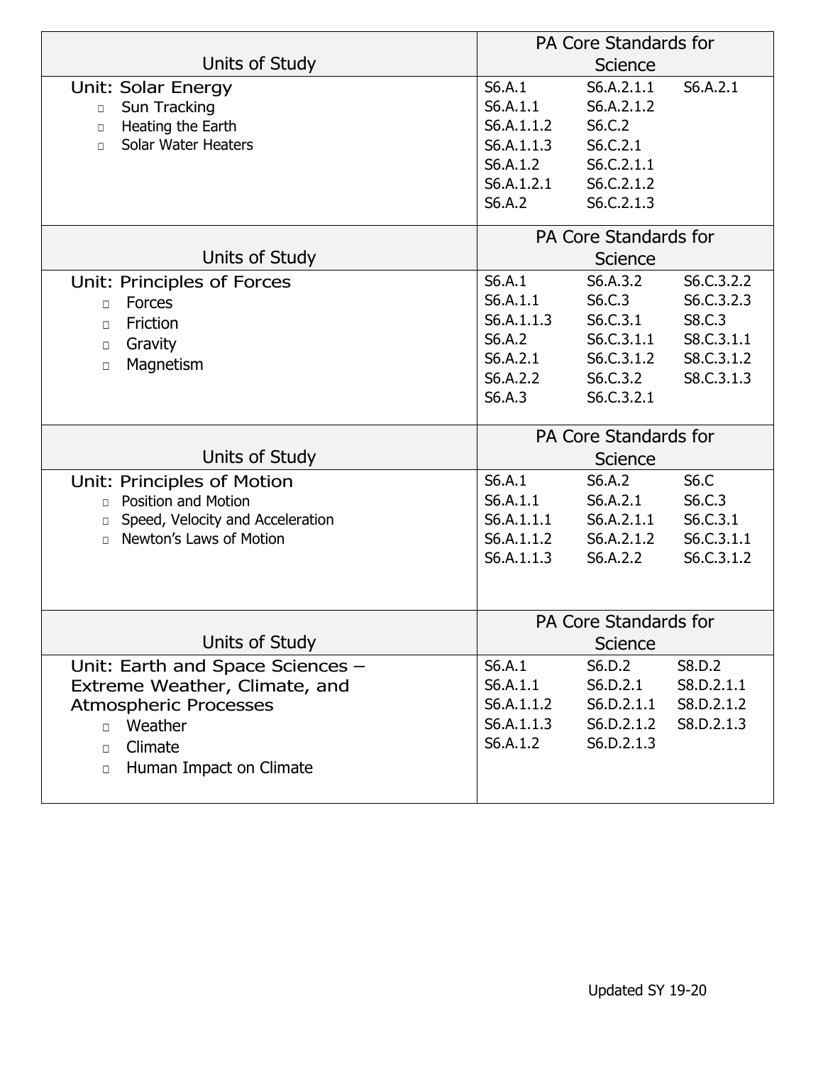| Units of Study | PA Core Standards for Science | | |
|---|---|---|---|
| Unit: Solar Energy<br>- Sun Tracking<br>- Heating the Earth<br>- Solar Water Heaters | S6.A.1<br>S6.A.1.1<br>S6.A.1.1.2<br>S6.A.1.1.3<br>S6.A.1.2<br>S6.A.1.2.1<br>S6.A.2 | S6.A.2.1.1<br>S6.A.2.1.2<br>S6.C.2<br>S6.C.2.1<br>S6.C.2.1.1<br>S6.C.2.1.2<br>S6.C.2.1.3 | S6.A.2.1 |

| Units of Study | PA Core Standards for Science | | |
|---|---|---|---|
| Unit: Principles of Forces<br>- Forces<br>- Friction<br>- Gravity<br>- Magnetism | S6.A.1<br>S6.A.1.1<br>S6.A.1.1.3<br>S6.A.2<br>S6.A.2.1<br>S6.A.2.2<br>S6.A.3 | S6.A.3.2<br>S6.C.3<br>S6.C.3.1<br>S6.C.3.1.1<br>S6.C.3.1.2<br>S6.C.3.2<br>S6.C.3.2.1 | S6.C.3.2.2<br>S6.C.3.2.3<br>S8.C.3<br>S8.C.3.1.1<br>S8.C.3.1.2<br>S8.C.3.1.3 |

| Units of Study | PA Core Standards for Science | | |
|---|---|---|---|
| Unit: Principles of Motion<br>- Position and Motion<br>- Speed, Velocity and Acceleration<br>- Newton's Laws of Motion | S6.A.1<br>S6.A.1.1<br>S6.A.1.1.1<br>S6.A.1.1.2<br>S6.A.1.1.3 | S6.A.2<br>S6.A.2.1<br>S6.A.2.1.1<br>S6.A.2.1.2<br>S6.A.2.2 | S6.C<br>S6.C.3<br>S6.C.3.1<br>S6.C.3.1.1<br>S6.C.3.1.2 |

| Units of Study | PA Core Standards for Science | | |
|---|---|---|---|
| Unit: Earth and Space Sciences – Extreme Weather, Climate, and Atmospheric Processes<br>- Weather<br>- Climate<br>- Human Impact on Climate | S6.A.1<br>S6.A.1.1<br>S6.A.1.1.2<br>S6.A.1.1.3<br>S6.A.1.2 | S6.D.2<br>S6.D.2.1<br>S6.D.2.1.1<br>S6.D.2.1.2<br>S6.D.2.1.3 | S8.D.2<br>S8.D.2.1.1<br>S8.D.2.1.2<br>S8.D.2.1.3 |

Updated SY 19-20